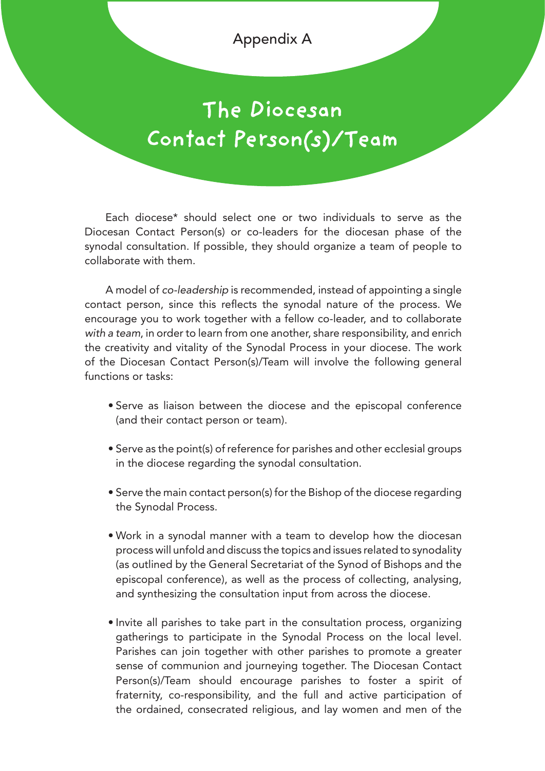Appendix A

# The Diocesan Contact Person(s)/Team

Each diocese* should select one or two individuals to serve as the Diocesan Contact Person(s) or co-leaders for the diocesan phase of the synodal consultation. If possible, they should organize a team of people to collaborate with them.

A model of *co-leadership* is recommended, instead of appointing a single contact person, since this reflects the synodal nature of the process. We encourage you to work together with a fellow co-leader, and to collaborate *with a team*, in order to learn from one another, share responsibility, and enrich the creativity and vitality of the Synodal Process in your diocese. The work of the Diocesan Contact Person(s)/Team will involve the following general functions or tasks:

- Serve as liaison between the diocese and the episcopal conference (and their contact person or team).
- Serve as the point(s) of reference for parishes and other ecclesial groups in the diocese regarding the synodal consultation.
- Serve the main contact person(s) for the Bishop of the diocese regarding the Synodal Process.
- Work in a synodal manner with a team to develop how the diocesan process will unfold and discuss the topics and issues related to synodality (as outlined by the General Secretariat of the Synod of Bishops and the episcopal conference), as well as the process of collecting, analysing, and synthesizing the consultation input from across the diocese.
- Invite all parishes to take part in the consultation process, organizing gatherings to participate in the Synodal Process on the local level. Parishes can join together with other parishes to promote a greater sense of communion and journeying together. The Diocesan Contact Person(s)/Team should encourage parishes to foster a spirit of fraternity, co-responsibility, and the full and active participation of the ordained, consecrated religious, and lay women and men of the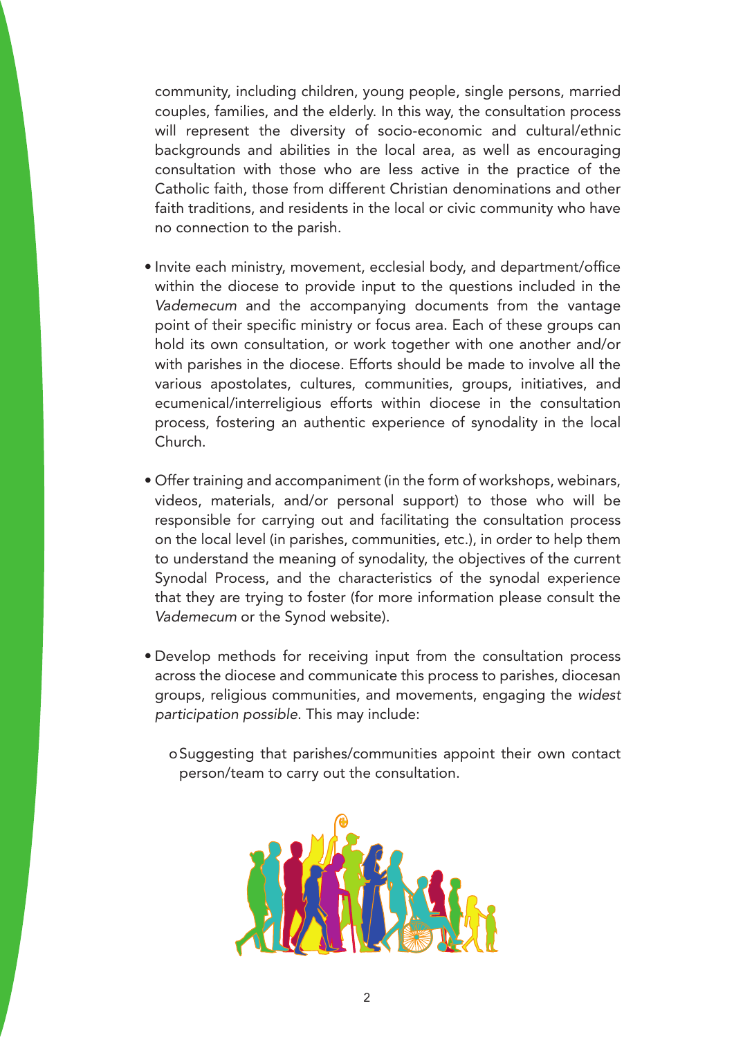community, including children, young people, single persons, married couples, families, and the elderly. In this way, the consultation process will represent the diversity of socio-economic and cultural/ethnic backgrounds and abilities in the local area, as well as encouraging consultation with those who are less active in the practice of the Catholic faith, those from different Christian denominations and other faith traditions, and residents in the local or civic community who have no connection to the parish.

- Invite each ministry, movement, ecclesial body, and department/office within the diocese to provide input to the questions included in the *Vademecum* and the accompanying documents from the vantage point of their specific ministry or focus area. Each of these groups can hold its own consultation, or work together with one another and/or with parishes in the diocese. Efforts should be made to involve all the various apostolates, cultures, communities, groups, initiatives, and ecumenical/interreligious efforts within diocese in the consultation process, fostering an authentic experience of synodality in the local Church.

- Offer training and accompaniment (in the form of workshops, webinars, videos, materials, and/or personal support) to those who will be responsible for carrying out and facilitating the consultation process on the local level (in parishes, communities, etc.), in order to help them to understand the meaning of synodality, the objectives of the current Synodal Process, and the characteristics of the synodal experience that they are trying to foster (for more information please consult the *Vademecum* or the Synod website).

- Develop methods for receiving input from the consultation process across the diocese and communicate this process to parishes, diocesan groups, religious communities, and movements, engaging the *widest participation possible*. This may include:

    - Suggesting that parishes/communities appoint their own contact person/team to carry out the consultation.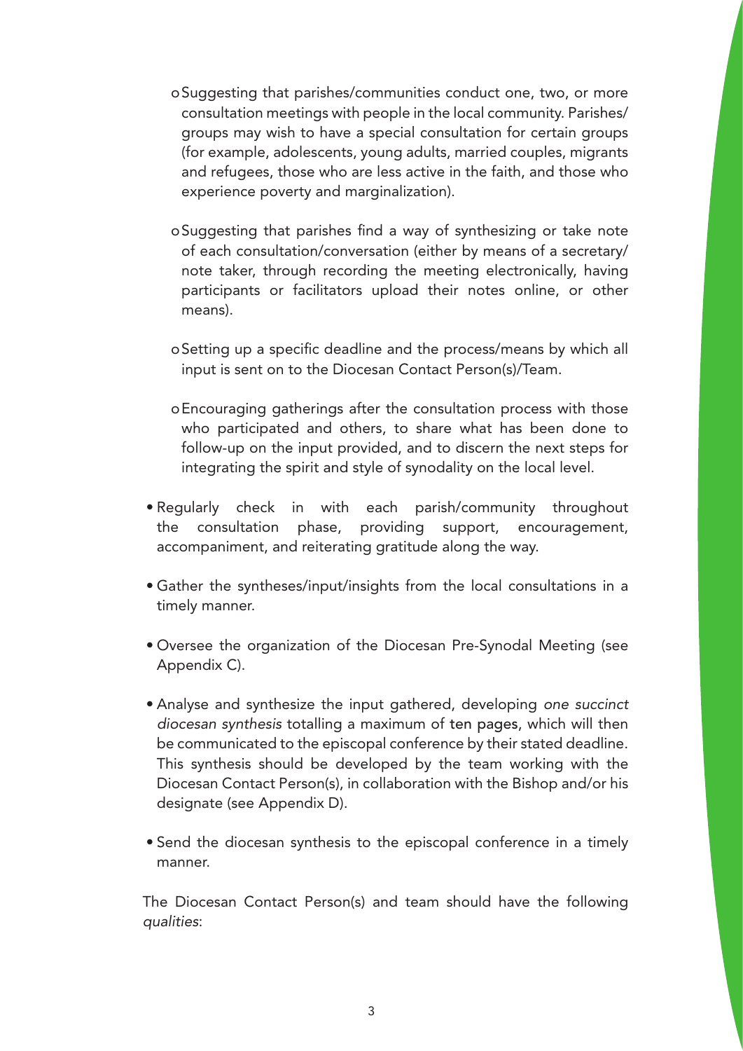- Suggesting that parishes/communities conduct one, two, or more consultation meetings with people in the local community. Parishes/groups may wish to have a special consultation for certain groups (for example, adolescents, young adults, married couples, migrants and refugees, those who are less active in the faith, and those who experience poverty and marginalization).

  - Suggesting that parishes find a way of synthesizing or take note of each consultation/conversation (either by means of a secretary/note taker, through recording the meeting electronically, having participants or facilitators upload their notes online, or other means).

  - Setting up a specific deadline and the process/means by which all input is sent on to the Diocesan Contact Person(s)/Team.

  - Encouraging gatherings after the consultation process with those who participated and others, to share what has been done to follow-up on the input provided, and to discern the next steps for integrating the spirit and style of synodality on the local level.

- Regularly check in with each parish/community throughout the consultation phase, providing support, encouragement, accompaniment, and reiterating gratitude along the way.

- Gather the syntheses/input/insights from the local consultations in a timely manner.

- Oversee the organization of the Diocesan Pre-Synodal Meeting (see Appendix C).

- Analyse and synthesize the input gathered, developing *one succinct diocesan synthesis* totalling a maximum of ten pages, which will then be communicated to the episcopal conference by their stated deadline. This synthesis should be developed by the team working with the Diocesan Contact Person(s), in collaboration with the Bishop and/or his designate (see Appendix D).

- Send the diocesan synthesis to the episcopal conference in a timely manner.

The Diocesan Contact Person(s) and team should have the following *qualities*: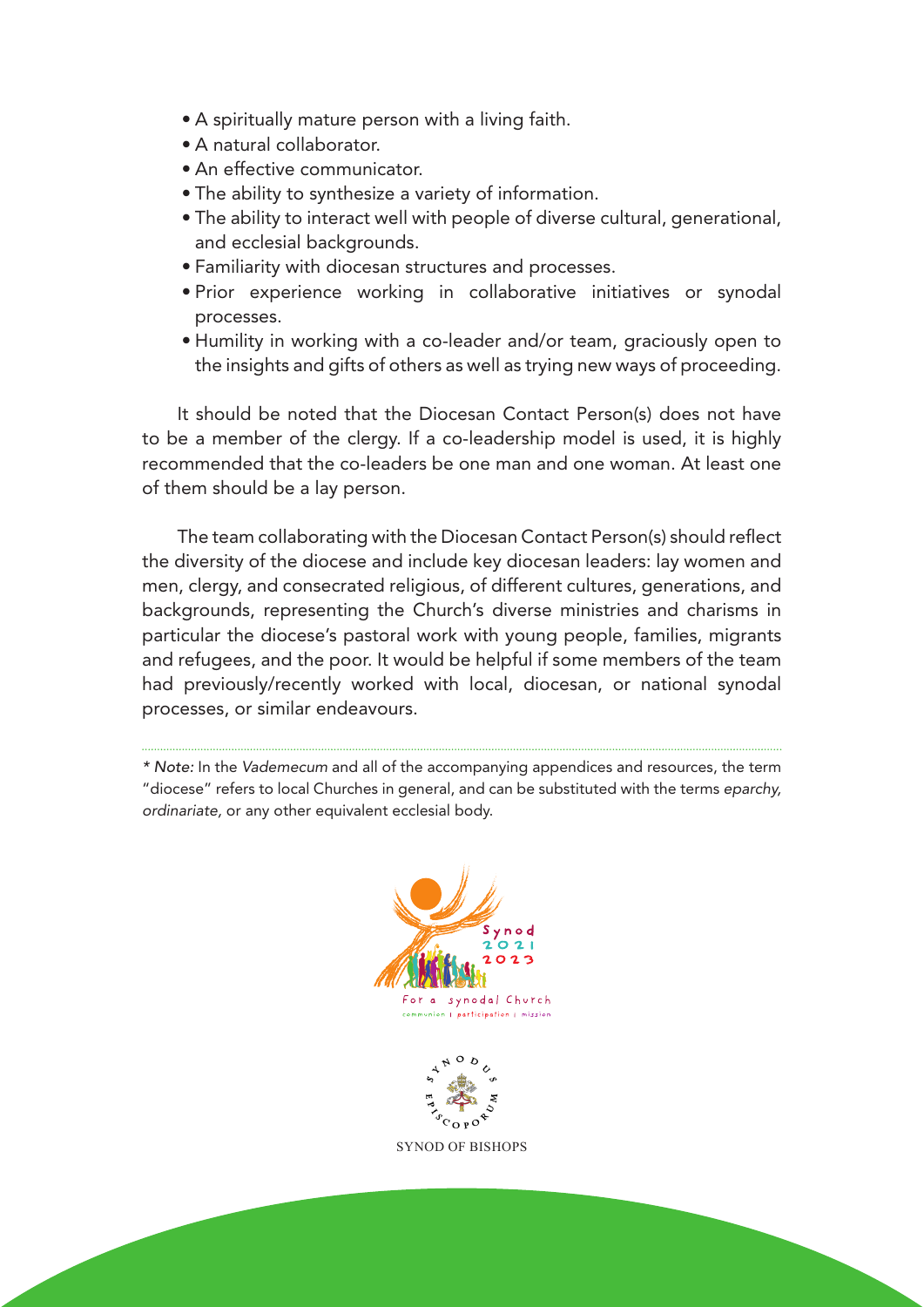- A spiritually mature person with a living faith.
- A natural collaborator.
- An effective communicator.
- The ability to synthesize a variety of information.
- The ability to interact well with people of diverse cultural, generational, and ecclesial backgrounds.
- Familiarity with diocesan structures and processes.
- Prior experience working in collaborative initiatives or synodal processes.
- Humility in working with a co-leader and/or team, graciously open to the insights and gifts of others as well as trying new ways of proceeding.

It should be noted that the Diocesan Contact Person(s) does not have to be a member of the clergy. If a co-leadership model is used, it is highly recommended that the co-leaders be one man and one woman. At least one of them should be a lay person.

The team collaborating with the Diocesan Contact Person(s) should reflect the diversity of the diocese and include key diocesan leaders: lay women and men, clergy, and consecrated religious, of different cultures, generations, and backgrounds, representing the Church's diverse ministries and charisms in particular the diocese's pastoral work with young people, families, migrants and refugees, and the poor. It would be helpful if some members of the team had previously/recently worked with local, diocesan, or national synodal processes, or similar endeavours.

---

*\* Note:* In the *Vademecum* and all of the accompanying appendices and resources, the term "diocese" refers to local Churches in general, and can be substituted with the terms *eparchy, ordinariate,* or any other equivalent ecclesial body.

Synod 2021 2023

For a synodal Church

communion | participation | mission

SYNODUS EPISCOPORUM

SYNOD OF BISHOPS